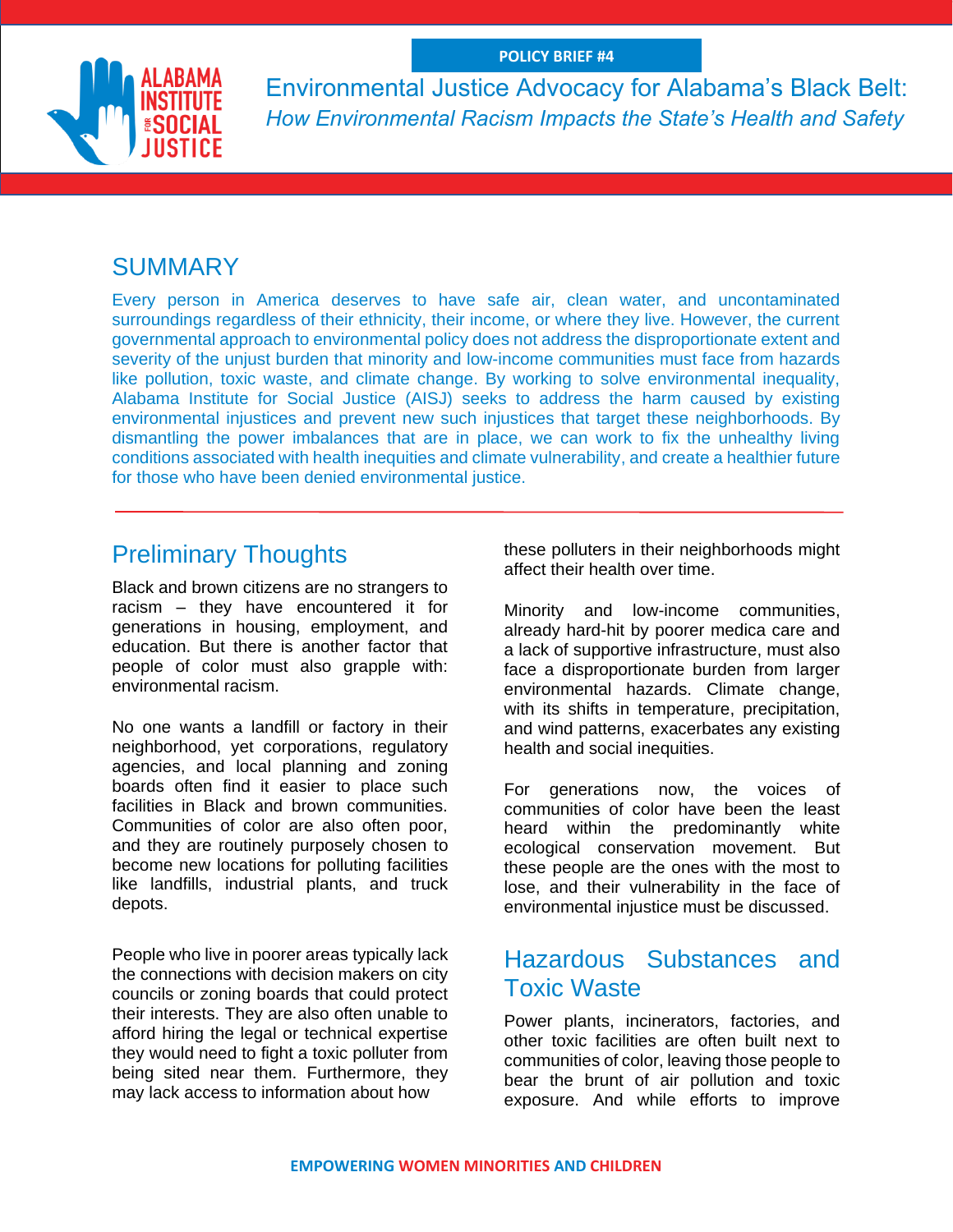POLICY BRIEF #4

# Environmental Justice Advocacy for Alabama's Black Belt: *How Environmental Racism Impacts the State's Health and Safety*

## SUMMARY

Every person in America deserves to have safe air, clean water, and uncontaminated surroundings regardless of their ethnicity, their income, or where they live. However, the current governmental approach to environmental policy does not address the disproportionate extent and severity of the unjust burden that minority and low-income communities must face from hazards like pollution, toxic waste, and climate change. By working to solve environmental inequality, Alabama Institute for Social Justice (AISJ) seeks to address the harm caused by existing environmental injustices and prevent new such injustices that target these neighborhoods. By dismantling the power imbalances that are in place, we can work to fix the unhealthy living conditions associated with health inequities and climate vulnerability, and create a healthier future for those who have been denied environmental justice.

## Preliminary Thoughts

Black and brown citizens are no strangers to racism – they have encountered it for generations in housing, employment, and education. But there is another factor that people of color must also grapple with: environmental racism.

No one wants a landfill or factory in their neighborhood, yet corporations, regulatory agencies, and local planning and zoning boards often find it easier to place such facilities in Black and brown communities. Communities of color are also often poor, and they are routinely purposely chosen to become new locations for polluting facilities like landfills, industrial plants, and truck depots.

People who live in poorer areas typically lack the connections with decision makers on city councils or zoning boards that could protect their interests. They are also often unable to afford hiring the legal or technical expertise they would need to fight a toxic polluter from being sited near them. Furthermore, they may lack access to information about how these polluters in their neighborhoods might affect their health over time.

Minority and low-income communities, already hard-hit by poorer medica care and a lack of supportive infrastructure, must also face a disproportionate burden from larger environmental hazards. Climate change, with its shifts in temperature, precipitation, and wind patterns, exacerbates any existing health and social inequities.

For generations now, the voices of communities of color have been the least heard within the predominantly white ecological conservation movement. But these people are the ones with the most to lose, and their vulnerability in the face of environmental injustice must be discussed.

## Hazardous Substances and Toxic Waste

Power plants, incinerators, factories, and other toxic facilities are often built next to communities of color, leaving those people to bear the brunt of air pollution and toxic exposure. And while efforts to improve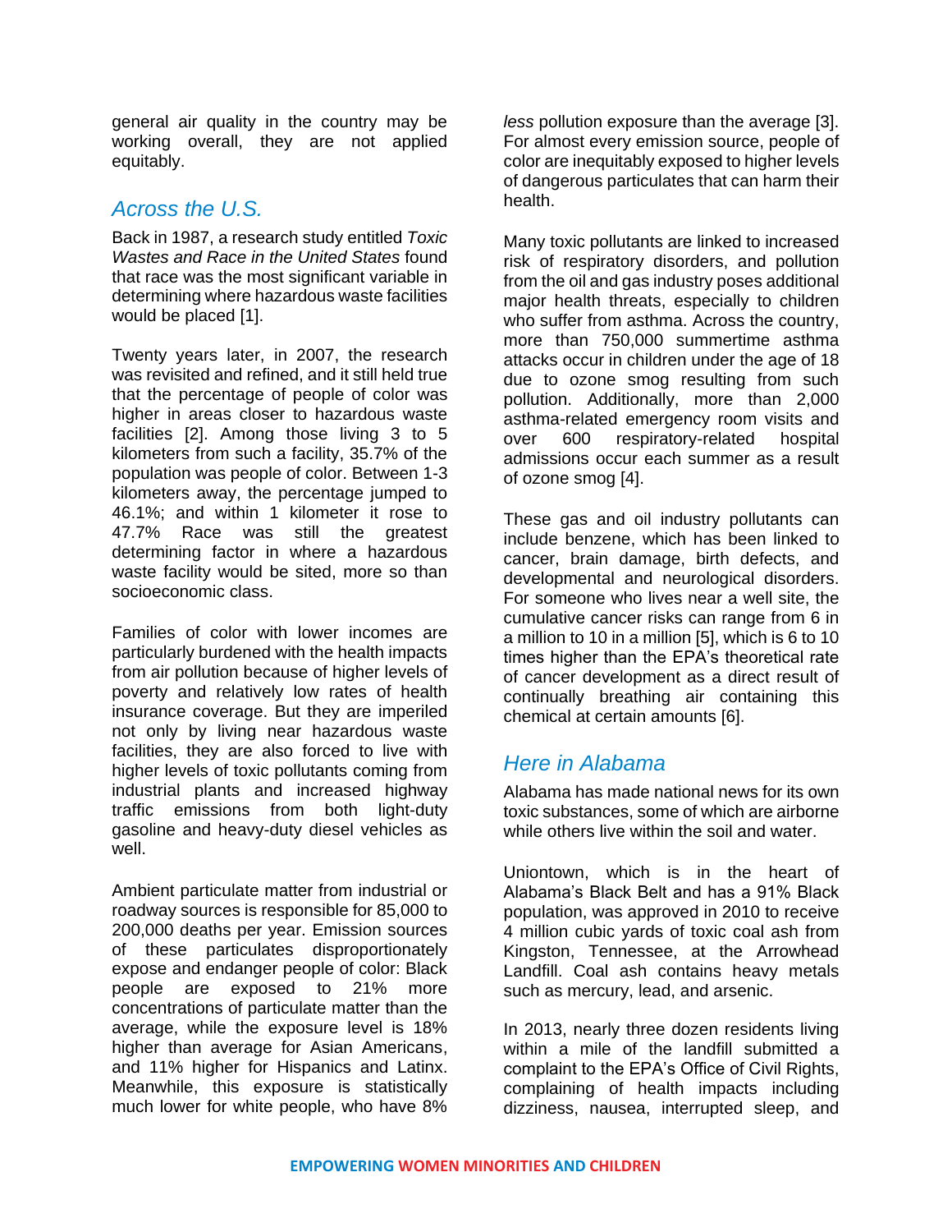general air quality in the country may be working overall, they are not applied equitably.

## Across the U.S.

Back in 1987, a research study entitled *Toxic Wastes and Race in the United States* found that race was the most significant variable in determining where hazardous waste facilities would be placed [1].

Twenty years later, in 2007, the research was revisited and refined, and it still held true that the percentage of people of color was higher in areas closer to hazardous waste facilities [2]. Among those living 3 to 5 kilometers from such a facility, 35.7% of the population was people of color. Between 1-3 kilometers away, the percentage jumped to 46.1%; and within 1 kilometer it rose to 47.7% Race was still the greatest determining factor in where a hazardous waste facility would be sited, more so than socioeconomic class.

Families of color with lower incomes are particularly burdened with the health impacts from air pollution because of higher levels of poverty and relatively low rates of health insurance coverage. But they are imperiled not only by living near hazardous waste facilities, they are also forced to live with higher levels of toxic pollutants coming from industrial plants and increased highway traffic emissions from both light-duty gasoline and heavy-duty diesel vehicles as well.

Ambient particulate matter from industrial or roadway sources is responsible for 85,000 to 200,000 deaths per year. Emission sources of these particulates disproportionately expose and endanger people of color: Black people are exposed to 21% more concentrations of particulate matter than the average, while the exposure level is 18% higher than average for Asian Americans, and 11% higher for Hispanics and Latinx. Meanwhile, this exposure is statistically much lower for white people, who have 8% *less* pollution exposure than the average [3]. For almost every emission source, people of color are inequitably exposed to higher levels of dangerous particulates that can harm their health.

Many toxic pollutants are linked to increased risk of respiratory disorders, and pollution from the oil and gas industry poses additional major health threats, especially to children who suffer from asthma. Across the country, more than 750,000 summertime asthma attacks occur in children under the age of 18 due to ozone smog resulting from such pollution. Additionally, more than 2,000 asthma-related emergency room visits and over 600 respiratory-related hospital admissions occur each summer as a result of ozone smog [4].

These gas and oil industry pollutants can include benzene, which has been linked to cancer, brain damage, birth defects, and developmental and neurological disorders. For someone who lives near a well site, the cumulative cancer risks can range from 6 in a million to 10 in a million [5], which is 6 to 10 times higher than the EPA's theoretical rate of cancer development as a direct result of continually breathing air containing this chemical at certain amounts [6].

## Here in Alabama

Alabama has made national news for its own toxic substances, some of which are airborne while others live within the soil and water.

Uniontown, which is in the heart of Alabama's Black Belt and has a 91% Black population, was approved in 2010 to receive 4 million cubic yards of toxic coal ash from Kingston, Tennessee, at the Arrowhead Landfill. Coal ash contains heavy metals such as mercury, lead, and arsenic.

In 2013, nearly three dozen residents living within a mile of the landfill submitted a complaint to the EPA's Office of Civil Rights, complaining of health impacts including dizziness, nausea, interrupted sleep, and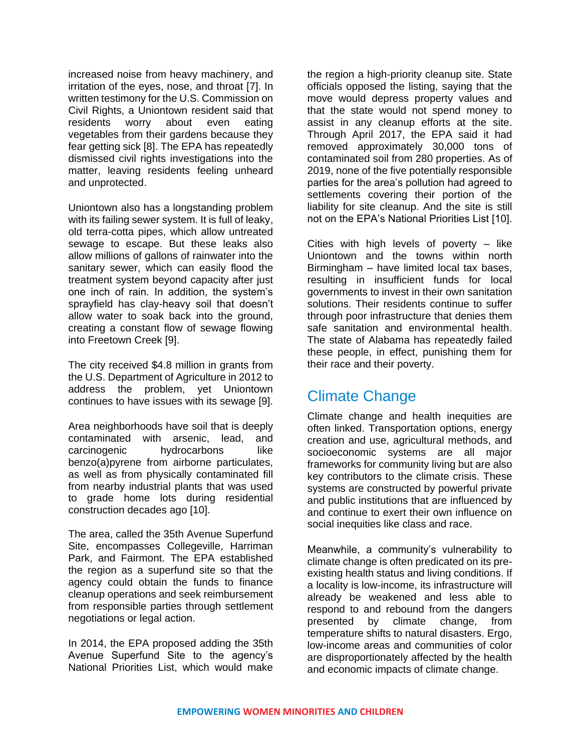increased noise from heavy machinery, and irritation of the eyes, nose, and throat [7]. In written testimony for the U.S. Commission on Civil Rights, a Uniontown resident said that residents worry about even eating vegetables from their gardens because they fear getting sick [8]. The EPA has repeatedly dismissed civil rights investigations into the matter, leaving residents feeling unheard and unprotected.

Uniontown also has a longstanding problem with its failing sewer system. It is full of leaky, old terra-cotta pipes, which allow untreated sewage to escape. But these leaks also allow millions of gallons of rainwater into the sanitary sewer, which can easily flood the treatment system beyond capacity after just one inch of rain. In addition, the system's sprayfield has clay-heavy soil that doesn't allow water to soak back into the ground, creating a constant flow of sewage flowing into Freetown Creek [9].

The city received $4.8 million in grants from the U.S. Department of Agriculture in 2012 to address the problem, yet Uniontown continues to have issues with its sewage [9].

Area neighborhoods have soil that is deeply contaminated with arsenic, lead, and carcinogenic hydrocarbons like benzo(a)pyrene from airborne particulates, as well as from physically contaminated fill from nearby industrial plants that was used to grade home lots during residential construction decades ago [10].

The area, called the 35th Avenue Superfund Site, encompasses Collegeville, Harriman Park, and Fairmont. The EPA established the region as a superfund site so that the agency could obtain the funds to finance cleanup operations and seek reimbursement from responsible parties through settlement negotiations or legal action.

In 2014, the EPA proposed adding the 35th Avenue Superfund Site to the agency's National Priorities List, which would make the region a high-priority cleanup site. State officials opposed the listing, saying that the move would depress property values and that the state would not spend money to assist in any cleanup efforts at the site. Through April 2017, the EPA said it had removed approximately 30,000 tons of contaminated soil from 280 properties. As of 2019, none of the five potentially responsible parties for the area's pollution had agreed to settlements covering their portion of the liability for site cleanup. And the site is still not on the EPA's National Priorities List [10].

Cities with high levels of poverty – like Uniontown and the towns within north Birmingham – have limited local tax bases, resulting in insufficient funds for local governments to invest in their own sanitation solutions. Their residents continue to suffer through poor infrastructure that denies them safe sanitation and environmental health. The state of Alabama has repeatedly failed these people, in effect, punishing them for their race and their poverty.

## Climate Change

Climate change and health inequities are often linked. Transportation options, energy creation and use, agricultural methods, and socioeconomic systems are all major frameworks for community living but are also key contributors to the climate crisis. These systems are constructed by powerful private and public institutions that are influenced by and continue to exert their own influence on social inequities like class and race.

Meanwhile, a community's vulnerability to climate change is often predicated on its pre-existing health status and living conditions. If a locality is low-income, its infrastructure will already be weakened and less able to respond to and rebound from the dangers presented by climate change, from temperature shifts to natural disasters. Ergo, low-income areas and communities of color are disproportionately affected by the health and economic impacts of climate change.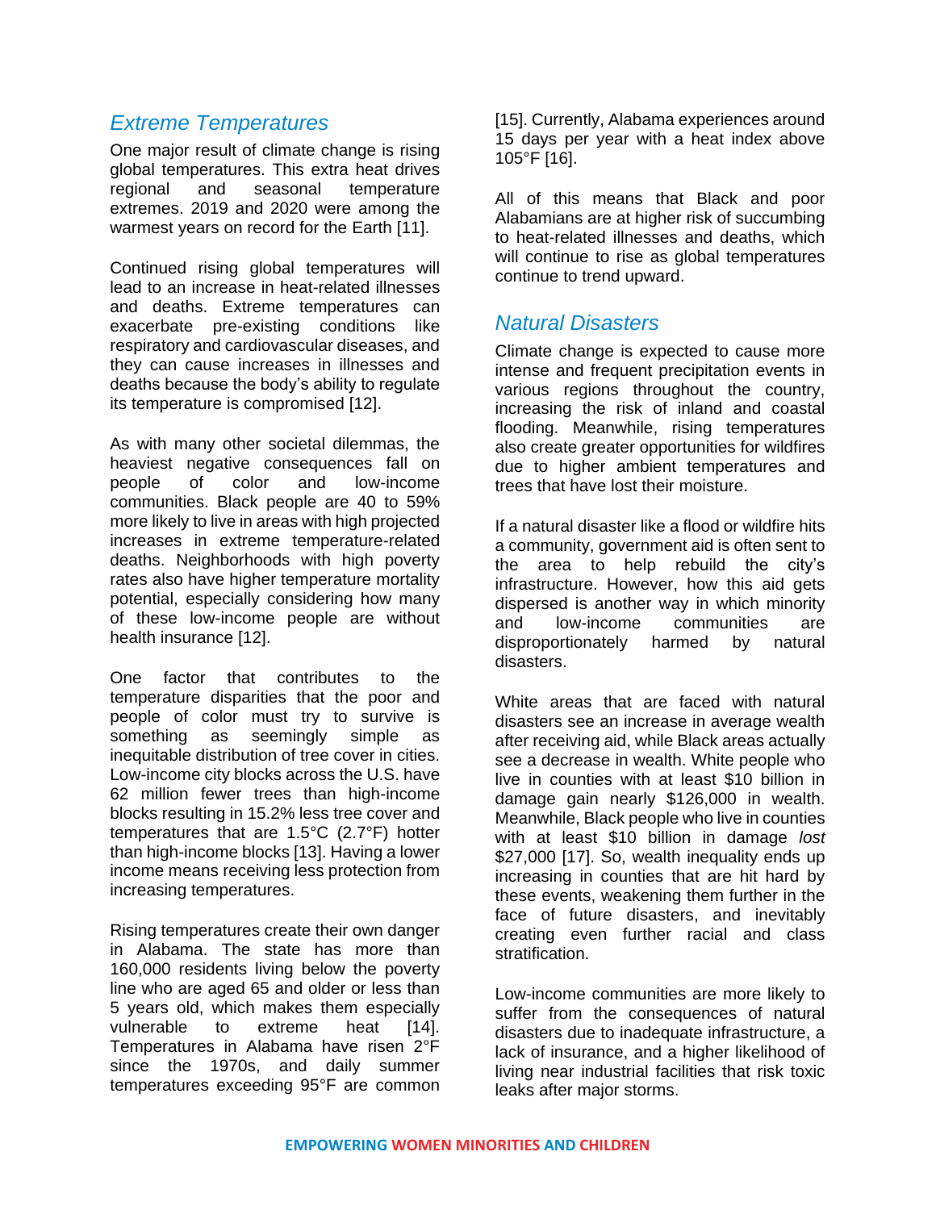## *Extreme Temperatures*

One major result of climate change is rising global temperatures. This extra heat drives regional and seasonal temperature extremes. 2019 and 2020 were among the warmest years on record for the Earth [11].

Continued rising global temperatures will lead to an increase in heat-related illnesses and deaths. Extreme temperatures can exacerbate pre-existing conditions like respiratory and cardiovascular diseases, and they can cause increases in illnesses and deaths because the body's ability to regulate its temperature is compromised [12].

As with many other societal dilemmas, the heaviest negative consequences fall on people of color and low-income communities. Black people are 40 to 59% more likely to live in areas with high projected increases in extreme temperature-related deaths. Neighborhoods with high poverty rates also have higher temperature mortality potential, especially considering how many of these low-income people are without health insurance [12].

One factor that contributes to the temperature disparities that the poor and people of color must try to survive is something as seemingly simple as inequitable distribution of tree cover in cities. Low-income city blocks across the U.S. have 62 million fewer trees than high-income blocks resulting in 15.2% less tree cover and temperatures that are 1.5°C (2.7°F) hotter than high-income blocks [13]. Having a lower income means receiving less protection from increasing temperatures.

Rising temperatures create their own danger in Alabama. The state has more than 160,000 residents living below the poverty line who are aged 65 and older or less than 5 years old, which makes them especially vulnerable to extreme heat [14]. Temperatures in Alabama have risen 2°F since the 1970s, and daily summer temperatures exceeding 95°F are common [15]. Currently, Alabama experiences around 15 days per year with a heat index above 105°F [16].

All of this means that Black and poor Alabamians are at higher risk of succumbing to heat-related illnesses and deaths, which will continue to rise as global temperatures continue to trend upward.

## *Natural Disasters*

Climate change is expected to cause more intense and frequent precipitation events in various regions throughout the country, increasing the risk of inland and coastal flooding. Meanwhile, rising temperatures also create greater opportunities for wildfires due to higher ambient temperatures and trees that have lost their moisture.

If a natural disaster like a flood or wildfire hits a community, government aid is often sent to the area to help rebuild the city's infrastructure. However, how this aid gets dispersed is another way in which minority and low-income communities are disproportionately harmed by natural disasters.

White areas that are faced with natural disasters see an increase in average wealth after receiving aid, while Black areas actually see a decrease in wealth. White people who live in counties with at least $10 billion in damage gain nearly $126,000 in wealth. Meanwhile, Black people who live in counties with at least $10 billion in damage *lost* $27,000 [17]. So, wealth inequality ends up increasing in counties that are hit hard by these events, weakening them further in the face of future disasters, and inevitably creating even further racial and class stratification.

Low-income communities are more likely to suffer from the consequences of natural disasters due to inadequate infrastructure, a lack of insurance, and a higher likelihood of living near industrial facilities that risk toxic leaks after major storms.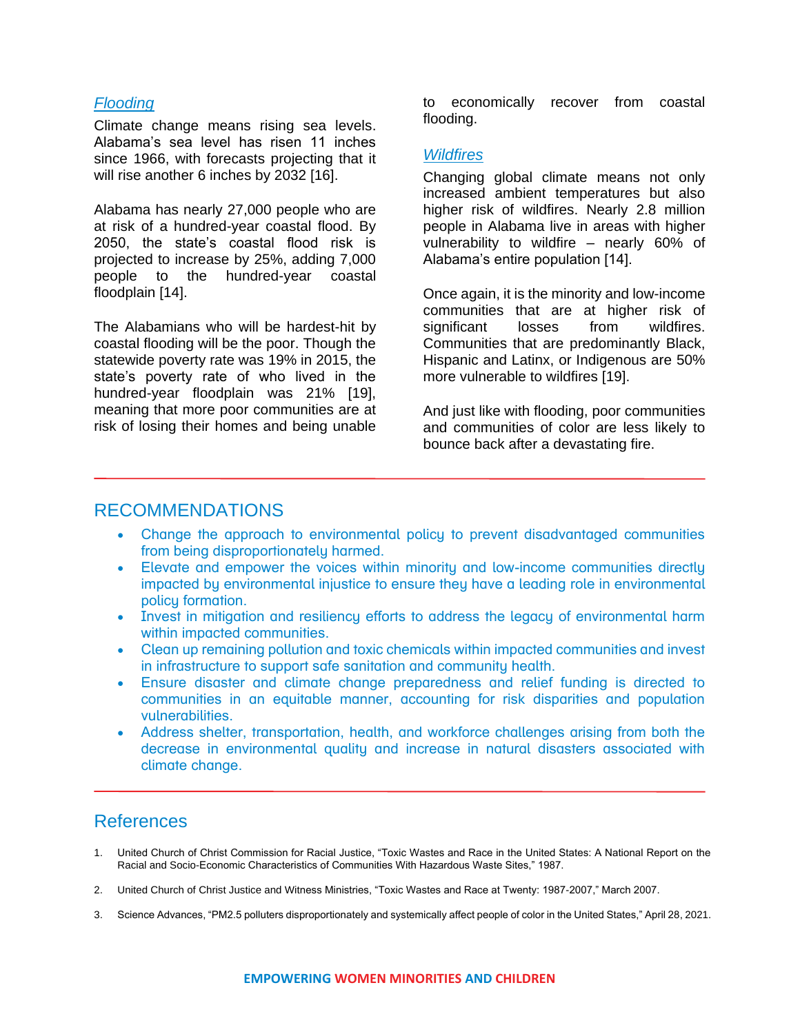### *Flooding*

Climate change means rising sea levels. Alabama's sea level has risen 11 inches since 1966, with forecasts projecting that it will rise another 6 inches by 2032 [16].

Alabama has nearly 27,000 people who are at risk of a hundred-year coastal flood. By 2050, the state's coastal flood risk is projected to increase by 25%, adding 7,000 people to the hundred-year coastal floodplain [14].

The Alabamians who will be hardest-hit by coastal flooding will be the poor. Though the statewide poverty rate was 19% in 2015, the state's poverty rate of who lived in the hundred-year floodplain was 21% [19], meaning that more poor communities are at risk of losing their homes and being unable to economically recover from coastal flooding.

### *Wildfires*

Changing global climate means not only increased ambient temperatures but also higher risk of wildfires. Nearly 2.8 million people in Alabama live in areas with higher vulnerability to wildfire – nearly 60% of Alabama's entire population [14].

Once again, it is the minority and low-income communities that are at higher risk of significant losses from wildfires. Communities that are predominantly Black, Hispanic and Latinx, or Indigenous are 50% more vulnerable to wildfires [19].

And just like with flooding, poor communities and communities of color are less likely to bounce back after a devastating fire.

## RECOMMENDATIONS

- Change the approach to environmental policy to prevent disadvantaged communities from being disproportionately harmed.
- Elevate and empower the voices within minority and low-income communities directly impacted by environmental injustice to ensure they have a leading role in environmental policy formation.
- Invest in mitigation and resiliency efforts to address the legacy of environmental harm within impacted communities.
- Clean up remaining pollution and toxic chemicals within impacted communities and invest in infrastructure to support safe sanitation and community health.
- Ensure disaster and climate change preparedness and relief funding is directed to communities in an equitable manner, accounting for risk disparities and population vulnerabilities.
- Address shelter, transportation, health, and workforce challenges arising from both the decrease in environmental quality and increase in natural disasters associated with climate change.

## References

1. United Church of Christ Commission for Racial Justice, "Toxic Wastes and Race in the United States: A National Report on the Racial and Socio-Economic Characteristics of Communities With Hazardous Waste Sites," 1987.
2. United Church of Christ Justice and Witness Ministries, "Toxic Wastes and Race at Twenty: 1987-2007," March 2007.
3. Science Advances, "PM2.5 polluters disproportionately and systemically affect people of color in the United States," April 28, 2021.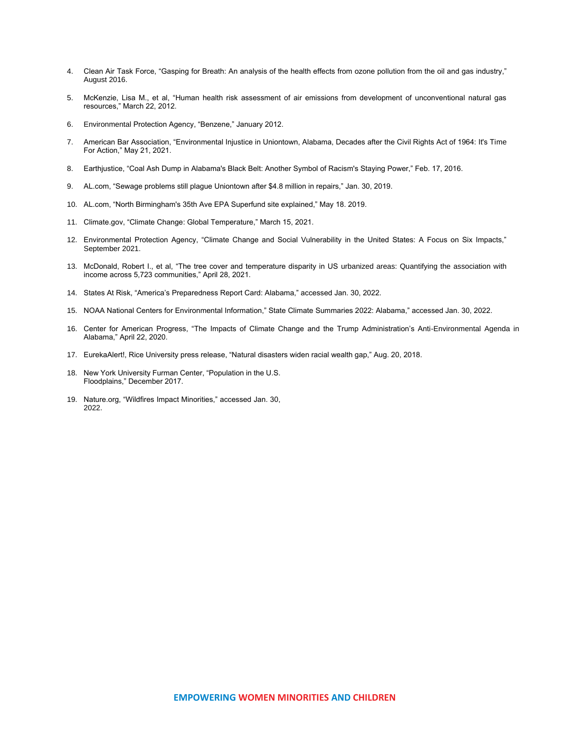4. Clean Air Task Force, "Gasping for Breath: An analysis of the health effects from ozone pollution from the oil and gas industry," August 2016.

5. McKenzie, Lisa M., et al, "Human health risk assessment of air emissions from development of unconventional natural gas resources," March 22, 2012.

6. Environmental Protection Agency, "Benzene," January 2012.

7. American Bar Association, "Environmental Injustice in Uniontown, Alabama, Decades after the Civil Rights Act of 1964: It's Time For Action," May 21, 2021.

8. Earthjustice, "Coal Ash Dump in Alabama's Black Belt: Another Symbol of Racism's Staying Power," Feb. 17, 2016.

9. AL.com, "Sewage problems still plague Uniontown after $4.8 million in repairs," Jan. 30, 2019.

10. AL.com, "North Birmingham's 35th Ave EPA Superfund site explained," May 18. 2019.

11. Climate.gov, "Climate Change: Global Temperature," March 15, 2021.

12. Environmental Protection Agency, "Climate Change and Social Vulnerability in the United States: A Focus on Six Impacts," September 2021.

13. McDonald, Robert I., et al, "The tree cover and temperature disparity in US urbanized areas: Quantifying the association with income across 5,723 communities," April 28, 2021.

14. States At Risk, "America's Preparedness Report Card: Alabama," accessed Jan. 30, 2022.

15. NOAA National Centers for Environmental Information," State Climate Summaries 2022: Alabama," accessed Jan. 30, 2022.

16. Center for American Progress, "The Impacts of Climate Change and the Trump Administration's Anti-Environmental Agenda in Alabama," April 22, 2020.

17. EurekaAlert!, Rice University press release, "Natural disasters widen racial wealth gap," Aug. 20, 2018.

18. New York University Furman Center, "Population in the U.S. Floodplains," December 2017.

19. Nature.org, "Wildfires Impact Minorities," accessed Jan. 30, 2022.